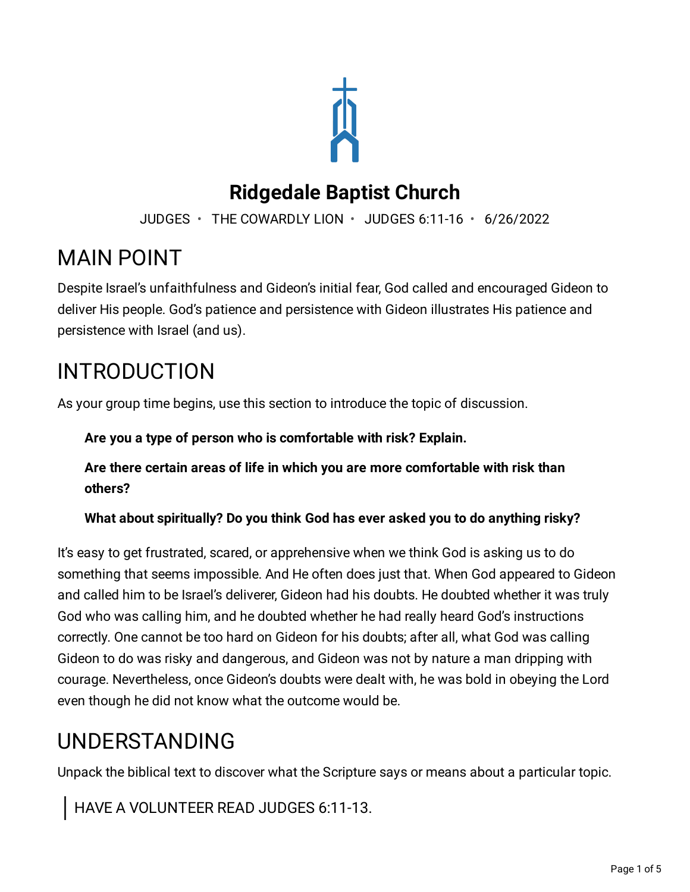# Ridgedale Baptist Church

JUDGES • THE COWARDLY LION • JUDGES 6:11-16 • 6/26/2022

## MAIN POINT

Despite Israel's unfaithfulness and Gideon's initial fear, God called and encouraged Gideon to deliver His people. God's patience and persistence with Gideon illustrates His patience and persistence with Israel (and us).

## INTRODUCTION

As your group time begins, use this section to introduce the topic of discussion.

**Are you a type of person who is comfortable with risk? Explain.**

**Are there certain areas of life in which you are more comfortable with risk than others?**

**What about spiritually? Do you think God has ever asked you to do anything risky?**

It's easy to get frustrated, scared, or apprehensive when we think God is asking us to do something that seems impossible. And He often does just that. When God appeared to Gideon and called him to be Israel's deliverer, Gideon had his doubts. He doubted whether it was truly God who was calling him, and he doubted whether he had really heard God's instructions correctly. One cannot be too hard on Gideon for his doubts; after all, what God was calling Gideon to do was risky and dangerous, and Gideon was not by nature a man dripping with courage. Nevertheless, once Gideon's doubts were dealt with, he was bold in obeying the Lord even though he did not know what the outcome would be.

## UNDERSTANDING

Unpack the biblical text to discover what the Scripture says or means about a particular topic.

> HAVE A VOLUNTEER READ JUDGES 6:11-13.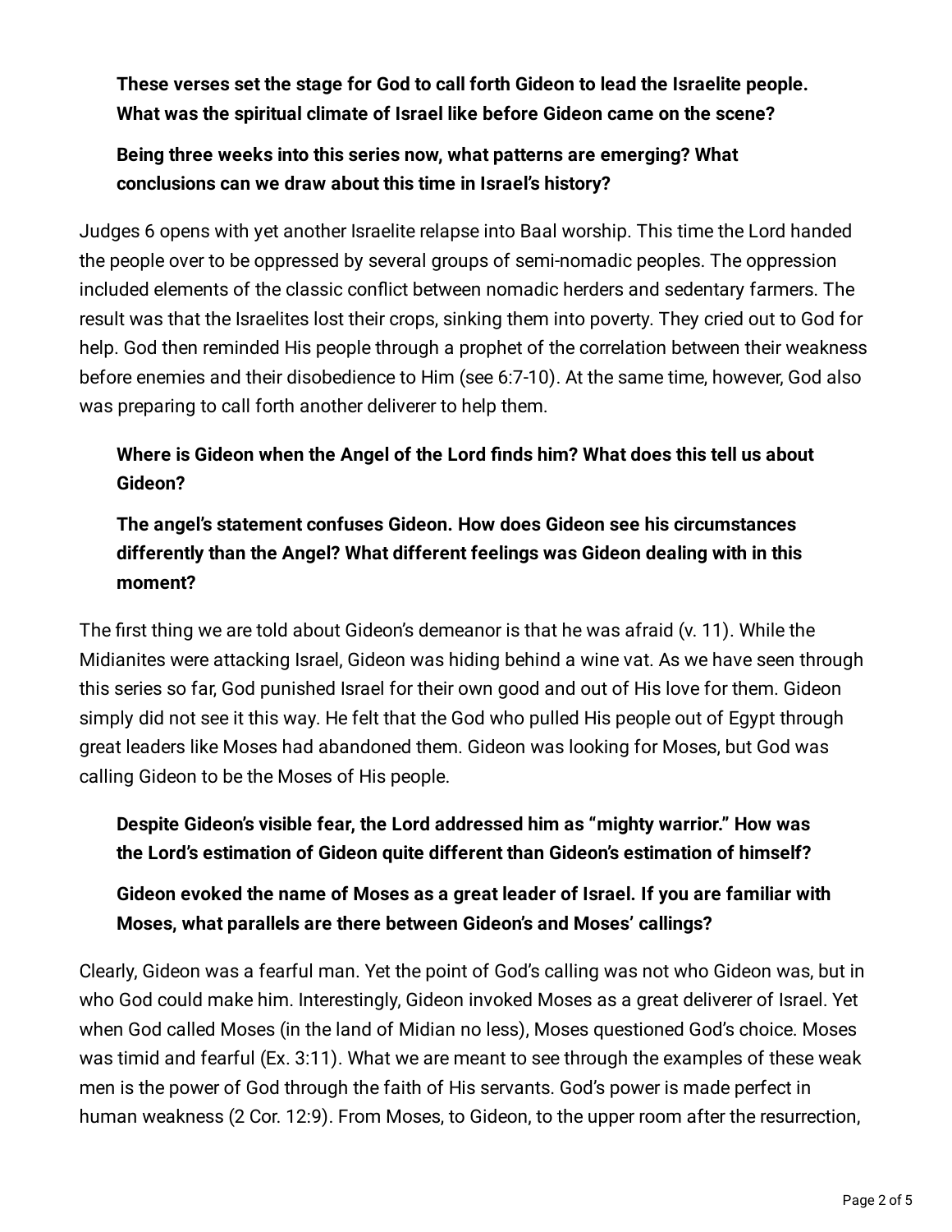**These verses set the stage for God to call forth Gideon to lead the Israelite people. What was the spiritual climate of Israel like before Gideon came on the scene?**

**Being three weeks into this series now, what patterns are emerging? What conclusions can we draw about this time in Israel's history?**

Judges 6 opens with yet another Israelite relapse into Baal worship. This time the Lord handed the people over to be oppressed by several groups of semi-nomadic peoples. The oppression included elements of the classic conflict between nomadic herders and sedentary farmers. The result was that the Israelites lost their crops, sinking them into poverty. They cried out to God for help. God then reminded His people through a prophet of the correlation between their weakness before enemies and their disobedience to Him (see 6:7-10). At the same time, however, God also was preparing to call forth another deliverer to help them.

**Where is Gideon when the Angel of the Lord finds him? What does this tell us about Gideon?**

**The angel's statement confuses Gideon. How does Gideon see his circumstances differently than the Angel? What different feelings was Gideon dealing with in this moment?**

The first thing we are told about Gideon's demeanor is that he was afraid (v. 11). While the Midianites were attacking Israel, Gideon was hiding behind a wine vat. As we have seen through this series so far, God punished Israel for their own good and out of His love for them. Gideon simply did not see it this way. He felt that the God who pulled His people out of Egypt through great leaders like Moses had abandoned them. Gideon was looking for Moses, but God was calling Gideon to be the Moses of His people.

**Despite Gideon's visible fear, the Lord addressed him as "mighty warrior." How was the Lord's estimation of Gideon quite different than Gideon's estimation of himself?**

**Gideon evoked the name of Moses as a great leader of Israel. If you are familiar with Moses, what parallels are there between Gideon's and Moses' callings?**

Clearly, Gideon was a fearful man. Yet the point of God's calling was not who Gideon was, but in who God could make him. Interestingly, Gideon invoked Moses as a great deliverer of Israel. Yet when God called Moses (in the land of Midian no less), Moses questioned God's choice. Moses was timid and fearful (Ex. 3:11). What we are meant to see through the examples of these weak men is the power of God through the faith of His servants. God's power is made perfect in human weakness (2 Cor. 12:9). From Moses, to Gideon, to the upper room after the resurrection,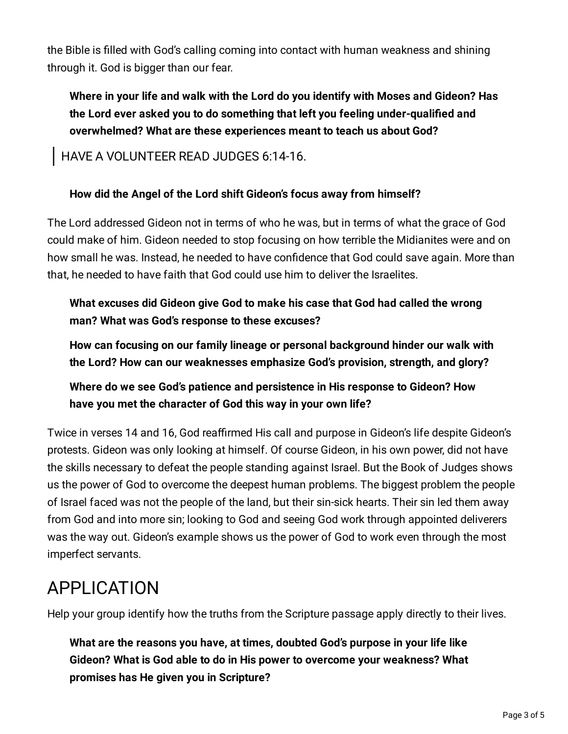the Bible is filled with God's calling coming into contact with human weakness and shining through it. God is bigger than our fear.

> **Where in your life and walk with the Lord do you identify with Moses and Gideon? Has the Lord ever asked you to do something that left you feeling under-qualified and overwhelmed? What are these experiences meant to teach us about God?**

> HAVE A VOLUNTEER READ JUDGES 6:14-16.

> **How did the Angel of the Lord shift Gideon's focus away from himself?**

The Lord addressed Gideon not in terms of who he was, but in terms of what the grace of God could make of him. Gideon needed to stop focusing on how terrible the Midianites were and on how small he was. Instead, he needed to have confidence that God could save again. More than that, he needed to have faith that God could use him to deliver the Israelites.

> **What excuses did Gideon give God to make his case that God had called the wrong man? What was God's response to these excuses?**

> **How can focusing on our family lineage or personal background hinder our walk with the Lord? How can our weaknesses emphasize God's provision, strength, and glory?**

> **Where do we see God's patience and persistence in His response to Gideon? How have you met the character of God this way in your own life?**

Twice in verses 14 and 16, God reaffirmed His call and purpose in Gideon's life despite Gideon's protests. Gideon was only looking at himself. Of course Gideon, in his own power, did not have the skills necessary to defeat the people standing against Israel. But the Book of Judges shows us the power of God to overcome the deepest human problems. The biggest problem the people of Israel faced was not the people of the land, but their sin-sick hearts. Their sin led them away from God and into more sin; looking to God and seeing God work through appointed deliverers was the way out. Gideon's example shows us the power of God to work even through the most imperfect servants.

# APPLICATION

Help your group identify how the truths from the Scripture passage apply directly to their lives.

> **What are the reasons you have, at times, doubted God's purpose in your life like Gideon? What is God able to do in His power to overcome your weakness? What promises has He given you in Scripture?**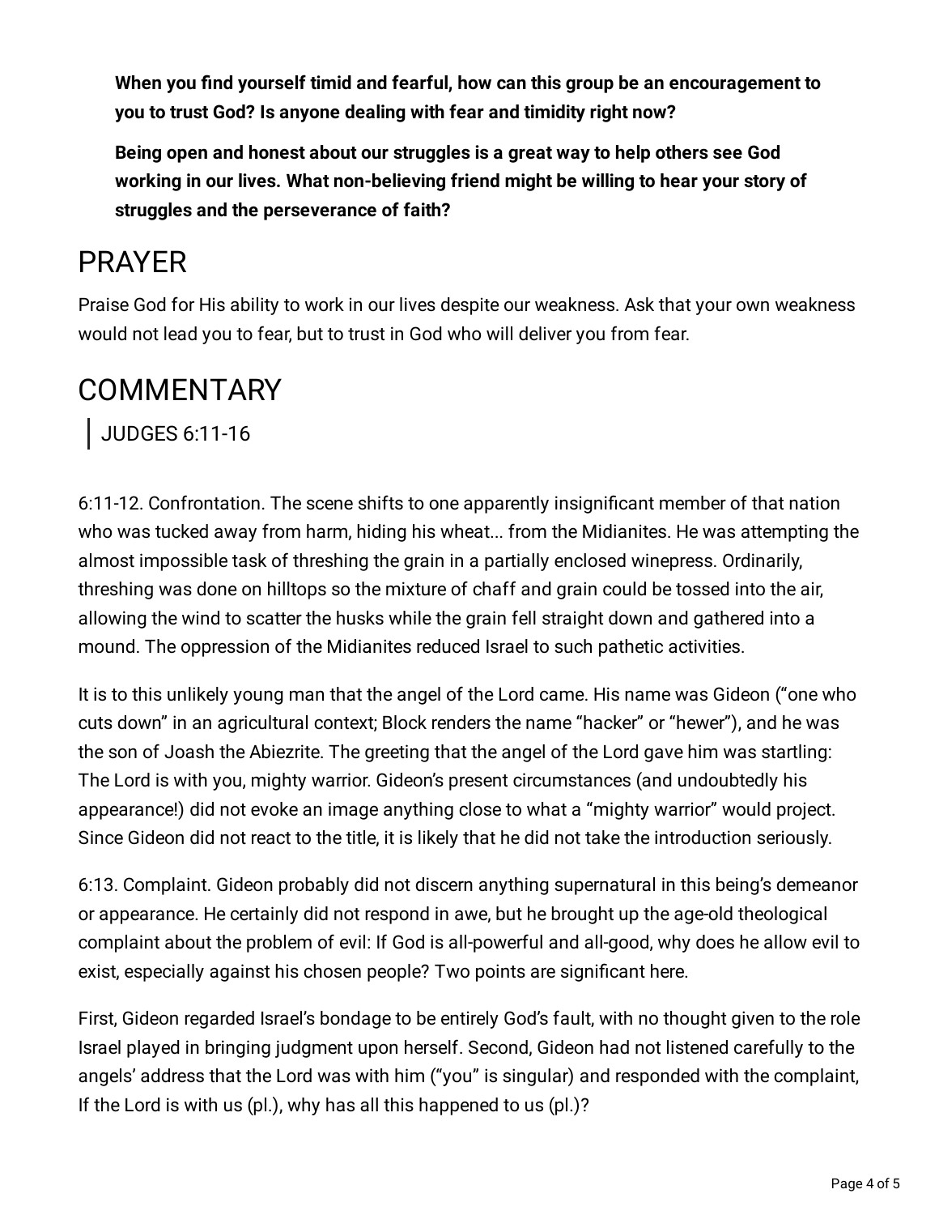**When you find yourself timid and fearful, how can this group be an encouragement to you to trust God? Is anyone dealing with fear and timidity right now?**

**Being open and honest about our struggles is a great way to help others see God working in our lives. What non-believing friend might be willing to hear your story of struggles and the perseverance of faith?**

# PRAYER

Praise God for His ability to work in our lives despite our weakness. Ask that your own weakness would not lead you to fear, but to trust in God who will deliver you from fear.

# COMMENTARY

> JUDGES 6:11-16

6:11-12. Confrontation. The scene shifts to one apparently insignificant member of that nation who was tucked away from harm, hiding his wheat... from the Midianites. He was attempting the almost impossible task of threshing the grain in a partially enclosed winepress. Ordinarily, threshing was done on hilltops so the mixture of chaff and grain could be tossed into the air, allowing the wind to scatter the husks while the grain fell straight down and gathered into a mound. The oppression of the Midianites reduced Israel to such pathetic activities.

It is to this unlikely young man that the angel of the Lord came. His name was Gideon ("one who cuts down" in an agricultural context; Block renders the name "hacker" or "hewer"), and he was the son of Joash the Abiezrite. The greeting that the angel of the Lord gave him was startling: The Lord is with you, mighty warrior. Gideon's present circumstances (and undoubtedly his appearance!) did not evoke an image anything close to what a "mighty warrior" would project. Since Gideon did not react to the title, it is likely that he did not take the introduction seriously.

6:13. Complaint. Gideon probably did not discern anything supernatural in this being's demeanor or appearance. He certainly did not respond in awe, but he brought up the age-old theological complaint about the problem of evil: If God is all-powerful and all-good, why does he allow evil to exist, especially against his chosen people? Two points are significant here.

First, Gideon regarded Israel's bondage to be entirely God's fault, with no thought given to the role Israel played in bringing judgment upon herself. Second, Gideon had not listened carefully to the angels' address that the Lord was with him ("you" is singular) and responded with the complaint, If the Lord is with us (pl.), why has all this happened to us (pl.)?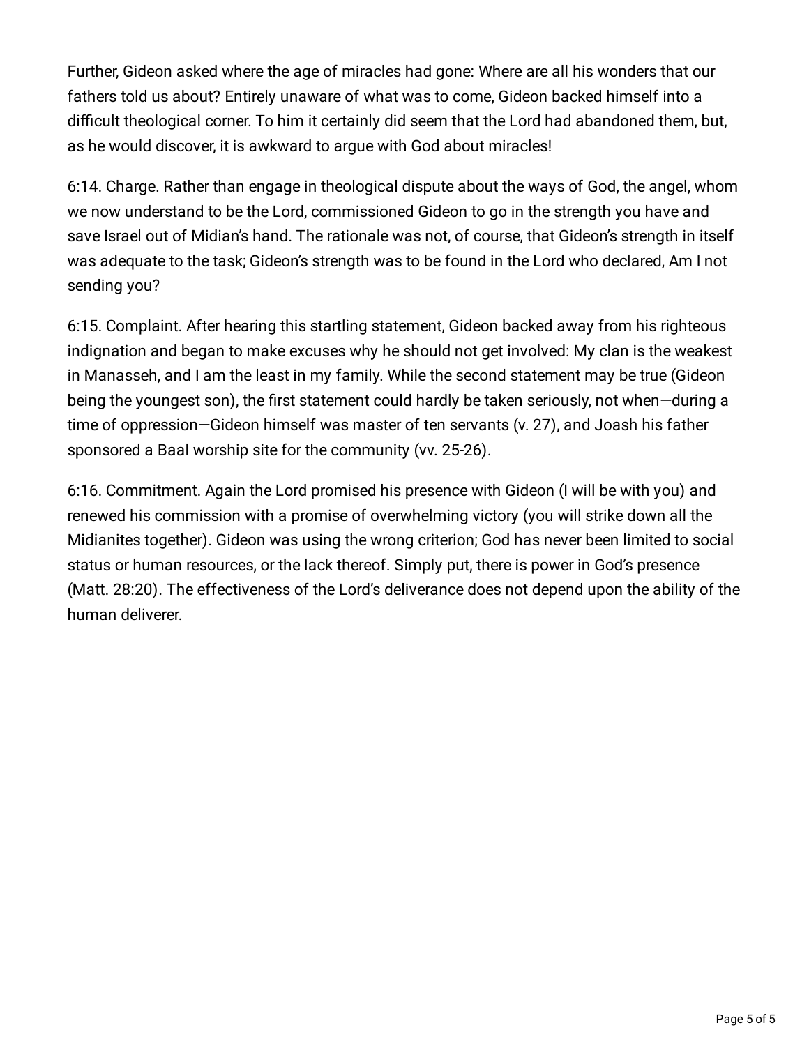Further, Gideon asked where the age of miracles had gone: Where are all his wonders that our fathers told us about? Entirely unaware of what was to come, Gideon backed himself into a difficult theological corner. To him it certainly did seem that the Lord had abandoned them, but, as he would discover, it is awkward to argue with God about miracles!

6:14. Charge. Rather than engage in theological dispute about the ways of God, the angel, whom we now understand to be the Lord, commissioned Gideon to go in the strength you have and save Israel out of Midian's hand. The rationale was not, of course, that Gideon's strength in itself was adequate to the task; Gideon's strength was to be found in the Lord who declared, Am I not sending you?

6:15. Complaint. After hearing this startling statement, Gideon backed away from his righteous indignation and began to make excuses why he should not get involved: My clan is the weakest in Manasseh, and I am the least in my family. While the second statement may be true (Gideon being the youngest son), the first statement could hardly be taken seriously, not when—during a time of oppression—Gideon himself was master of ten servants (v. 27), and Joash his father sponsored a Baal worship site for the community (vv. 25-26).

6:16. Commitment. Again the Lord promised his presence with Gideon (I will be with you) and renewed his commission with a promise of overwhelming victory (you will strike down all the Midianites together). Gideon was using the wrong criterion; God has never been limited to social status or human resources, or the lack thereof. Simply put, there is power in God's presence (Matt. 28:20). The effectiveness of the Lord's deliverance does not depend upon the ability of the human deliverer.